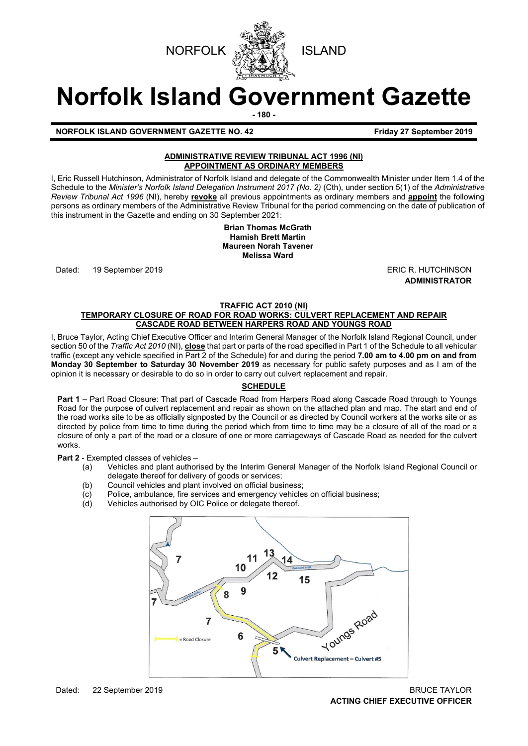NORFOLK ISLAND

# Norfolk Island Government Gazette

- 180 -

**NORFOLK ISLAND GOVERNMENT GAZETTE NO. 42** **Friday 27 September 2019**

## ADMINISTRATIVE REVIEW TRIBUNAL ACT 1996 (NI)
## APPOINTMENT AS ORDINARY MEMBERS

I, Eric Russell Hutchinson, Administrator of Norfolk Island and delegate of the Commonwealth Minister under Item 1.4 of the Schedule to the *Minister's Norfolk Island Delegation Instrument 2017 (No. 2)* (Cth), under section 5(1) of the *Administrative Review Tribunal Act 1996* (NI), hereby **revoke** all previous appointments as ordinary members and **appoint** the following persons as ordinary members of the Administrative Review Tribunal for the period commencing on the date of publication of this instrument in the Gazette and ending on 30 September 2021:

**Brian Thomas McGrath**
**Hamish Brett Martin**
**Maureen Norah Tavener**
**Melissa Ward**

Dated: 19 September 2019

ERIC R. HUTCHINSON
**ADMINISTRATOR**

## TRAFFIC ACT 2010 (NI)
## TEMPORARY CLOSURE OF ROAD FOR ROAD WORKS: CULVERT REPLACEMENT AND REPAIR CASCADE ROAD BETWEEN HARPERS ROAD AND YOUNGS ROAD

I, Bruce Taylor, Acting Chief Executive Officer and Interim General Manager of the Norfolk Island Regional Council, under section 50 of the *Traffic Act 2010* (NI), **close** that part or parts of the road specified in Part 1 of the Schedule to all vehicular traffic (except any vehicle specified in Part 2 of the Schedule) for and during the period **7.00 am to 4.00 pm on and from Monday 30 September to Saturday 30 November 2019** as necessary for public safety purposes and as I am of the opinion it is necessary or desirable to do so in order to carry out culvert replacement and repair.

### SCHEDULE

**Part 1** – Part Road Closure: That part of Cascade Road from Harpers Road along Cascade Road through to Youngs Road for the purpose of culvert replacement and repair as shown on the attached plan and map. The start and end of the road works site to be as officially signposted by the Council or as directed by Council workers at the works site or as directed by police from time to time during the period which from time to time may be a closure of all of the road or a closure of only a part of the road or a closure of one or more carriageways of Cascade Road as needed for the culvert works.

**Part 2** - Exempted classes of vehicles –

(a) Vehicles and plant authorised by the Interim General Manager of the Norfolk Island Regional Council or delegate thereof for delivery of goods or services;
(b) Council vehicles and plant involved on official business;
(c) Police, ambulance, fire services and emergency vehicles on official business;
(d) Vehicles authorised by OIC Police or delegate thereof.

Dated: 22 September 2019

BRUCE TAYLOR
**ACTING CHIEF EXECUTIVE OFFICER**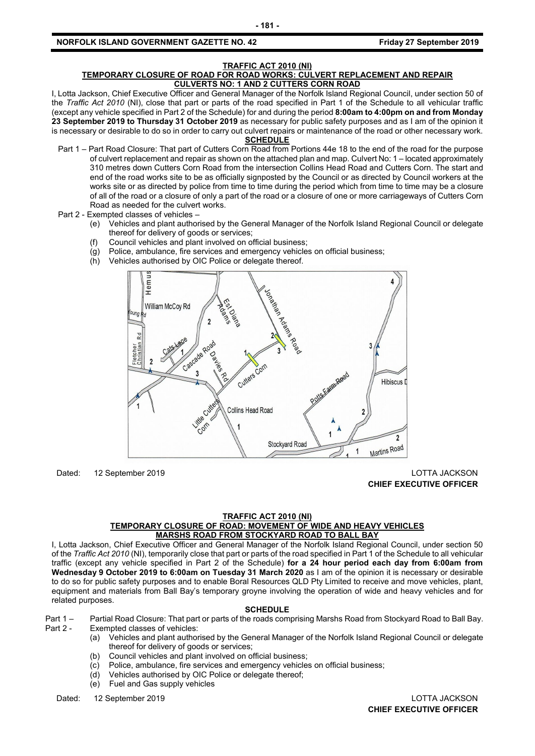## TRAFFIC ACT 2010 (NI)

### TEMPORARY CLOSURE OF ROAD FOR ROAD WORKS: CULVERT REPLACEMENT AND REPAIR CULVERTS NO: 1 AND 2 CUTTERS CORN ROAD

I, Lotta Jackson, Chief Executive Officer and General Manager of the Norfolk Island Regional Council, under section 50 of the *Traffic Act 2010* (NI), close that part or parts of the road specified in Part 1 of the Schedule to all vehicular traffic (except any vehicle specified in Part 2 of the Schedule) for and during the period **8:00am to 4:00pm on and from Monday 23 September 2019 to Thursday 31 October 2019** as necessary for public safety purposes and as I am of the opinion it is necessary or desirable to do so in order to carry out culvert repairs or maintenance of the road or other necessary work.

**SCHEDULE**

Part 1 – Part Road Closure: That part of Cutters Corn Road from Portions 44e 18 to the end of the road for the purpose of culvert replacement and repair as shown on the attached plan and map. Culvert No: 1 – located approximately 310 metres down Cutters Corn Road from the intersection Collins Head Road and Cutters Corn. The start and end of the road works site to be as officially signposted by the Council or as directed by Council workers at the works site or as directed by police from time to time during the period which from time to time may be a closure of all of the road or a closure of only a part of the road or a closure of one or more carriageways of Cutters Corn Road as needed for the culvert works.

Part 2 - Exempted classes of vehicles –

(e) Vehicles and plant authorised by the General Manager of the Norfolk Island Regional Council or delegate thereof for delivery of goods or services;
(f) Council vehicles and plant involved on official business;
(g) Police, ambulance, fire services and emergency vehicles on official business;
(h) Vehicles authorised by OIC Police or delegate thereof.

Dated: 12 September 2019

LOTTA JACKSON
**CHIEF EXECUTIVE OFFICER**

## TRAFFIC ACT 2010 (NI)

### TEMPORARY CLOSURE OF ROAD: MOVEMENT OF WIDE AND HEAVY VEHICLES MARSHS ROAD FROM STOCKYARD ROAD TO BALL BAY

I, Lotta Jackson, Chief Executive Officer and General Manager of the Norfolk Island Regional Council, under section 50 of the *Traffic Act 2010* (NI), temporarily close that part or parts of the road specified in Part 1 of the Schedule to all vehicular traffic (except any vehicle specified in Part 2 of the Schedule) **for a 24 hour period each day from 6:00am from Wednesday 9 October 2019 to 6:00am on Tuesday 31 March 2020** as I am of the opinion it is necessary or desirable to do so for public safety purposes and to enable Boral Resources QLD Pty Limited to receive and move vehicles, plant, equipment and materials from Ball Bay's temporary groyne involving the operation of wide and heavy vehicles and for related purposes.

**SCHEDULE**

Part 1 – Partial Road Closure: That part or parts of the roads comprising Marshs Road from Stockyard Road to Ball Bay.

Part 2 - Exempted classes of vehicles:

(a) Vehicles and plant authorised by the General Manager of the Norfolk Island Regional Council or delegate thereof for delivery of goods or services;
(b) Council vehicles and plant involved on official business;
(c) Police, ambulance, fire services and emergency vehicles on official business;
(d) Vehicles authorised by OIC Police or delegate thereof;
(e) Fuel and Gas supply vehicles

Dated: 12 September 2019

LOTTA JACKSON
**CHIEF EXECUTIVE OFFICER**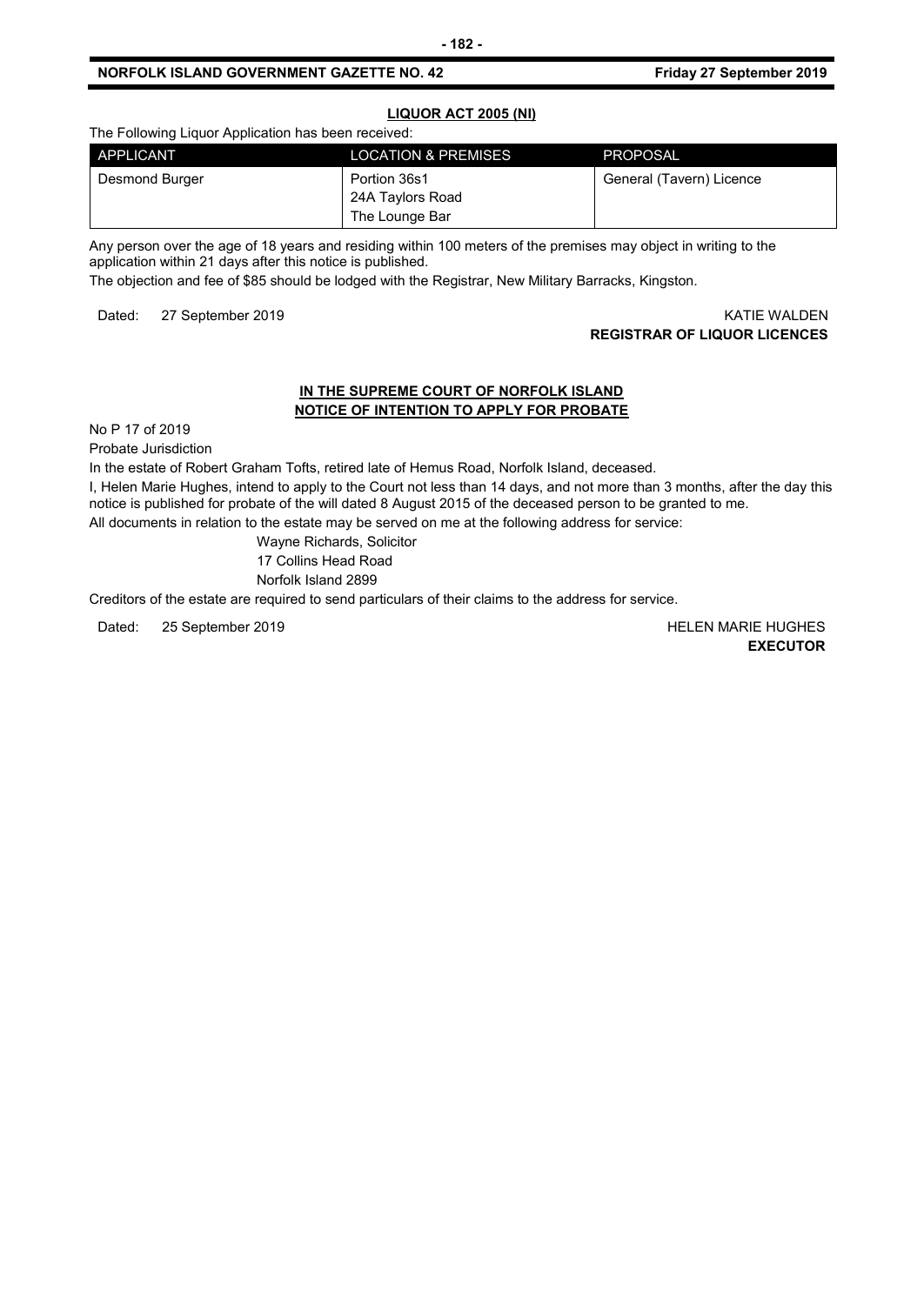## LIQUOR ACT 2005 (NI)

The Following Liquor Application has been received:

| APPLICANT | LOCATION & PREMISES | PROPOSAL |
|---|---|---|
| Desmond Burger | Portion 36s1<br>24A Taylors Road<br>The Lounge Bar | General (Tavern) Licence |

Any person over the age of 18 years and residing within 100 meters of the premises may object in writing to the application within 21 days after this notice is published.

The objection and fee of $85 should be lodged with the Registrar, New Military Barracks, Kingston.

Dated: 27 September 2019

KATIE WALDEN
**REGISTRAR OF LIQUOR LICENCES**

## IN THE SUPREME COURT OF NORFOLK ISLAND
## NOTICE OF INTENTION TO APPLY FOR PROBATE

No P 17 of 2019

Probate Jurisdiction

In the estate of Robert Graham Tofts, retired late of Hemus Road, Norfolk Island, deceased.

I, Helen Marie Hughes, intend to apply to the Court not less than 14 days, and not more than 3 months, after the day this notice is published for probate of the will dated 8 August 2015 of the deceased person to be granted to me.

All documents in relation to the estate may be served on me at the following address for service:

Wayne Richards, Solicitor
17 Collins Head Road
Norfolk Island 2899

Creditors of the estate are required to send particulars of their claims to the address for service.

Dated: 25 September 2019

HELEN MARIE HUGHES
**EXECUTOR**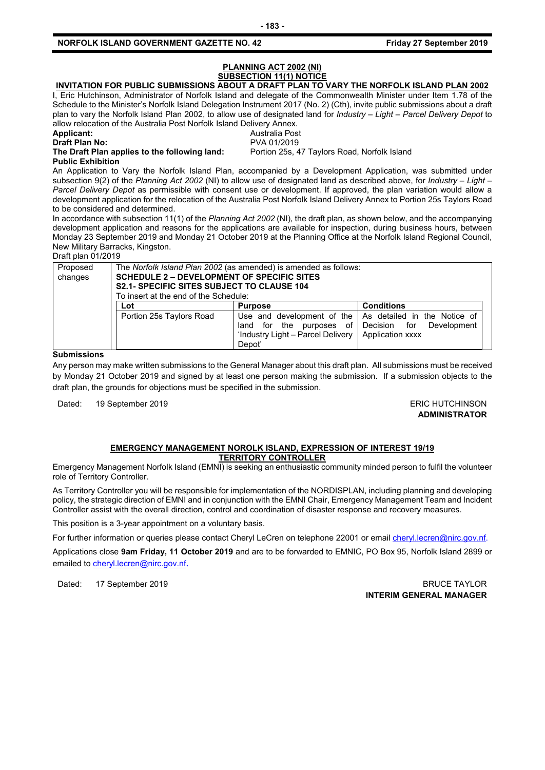## PLANNING ACT 2002 (NI)
## SUBSECTION 11(1) NOTICE
### INVITATION FOR PUBLIC SUBMISSIONS ABOUT A DRAFT PLAN TO VARY THE NORFOLK ISLAND PLAN 2002

I, Eric Hutchinson, Administrator of Norfolk Island and delegate of the Commonwealth Minister under Item 1.78 of the Schedule to the Minister's Norfolk Island Delegation Instrument 2017 (No. 2) (Cth), invite public submissions about a draft plan to vary the Norfolk Island Plan 2002, to allow use of designated land for *Industry – Light – Parcel Delivery Depot* to allow relocation of the Australia Post Norfolk Island Delivery Annex.

**Applicant:** Australia Post
**Draft Plan No:** PVA 01/2019
**The Draft Plan applies to the following land:** Portion 25s, 47 Taylors Road, Norfolk Island

**Public Exhibition**

An Application to Vary the Norfolk Island Plan, accompanied by a Development Application, was submitted under subsection 9(2) of the *Planning Act 2002* (NI) to allow use of designated land as described above, for *Industry – Light – Parcel Delivery Depot* as permissible with consent use or development. If approved, the plan variation would allow a development application for the relocation of the Australia Post Norfolk Island Delivery Annex to Portion 25s Taylors Road to be considered and determined.

In accordance with subsection 11(1) of the *Planning Act 2002* (NI), the draft plan, as shown below, and the accompanying development application and reasons for the applications are available for inspection, during business hours, between Monday 23 September 2019 and Monday 21 October 2019 at the Planning Office at the Norfolk Island Regional Council, New Military Barracks, Kingston.

Draft plan 01/2019

Proposed changes: The *Norfolk Island Plan 2002* (as amended) is amended as follows:
**SCHEDULE 2 – DEVELOPMENT OF SPECIFIC SITES**
**S2.1- SPECIFIC SITES SUBJECT TO CLAUSE 104**
To insert at the end of the Schedule:

| Lot | Purpose | Conditions |
|---|---|---|
| Portion 25s Taylors Road | Use and development of the land for the purposes of 'Industry Light – Parcel Delivery Depot' | As detailed in the Notice of Decision for Development Application xxxx |

**Submissions**

Any person may make written submissions to the General Manager about this draft plan. All submissions must be received by Monday 21 October 2019 and signed by at least one person making the submission. If a submission objects to the draft plan, the grounds for objections must be specified in the submission.

Dated: 19 September 2019

ERIC HUTCHINSON
**ADMINISTRATOR**

## EMERGENCY MANAGEMENT NOROLK ISLAND, EXPRESSION OF INTEREST 19/19
## TERRITORY CONTROLLER

Emergency Management Norfolk Island (EMNI) is seeking an enthusiastic community minded person to fulfil the volunteer role of Territory Controller.

As Territory Controller you will be responsible for implementation of the NORDISPLAN, including planning and developing policy, the strategic direction of EMNI and in conjunction with the EMNI Chair, Emergency Management Team and Incident Controller assist with the overall direction, control and coordination of disaster response and recovery measures.

This position is a 3-year appointment on a voluntary basis.

For further information or queries please contact Cheryl LeCren on telephone 22001 or email cheryl.lecren@nirc.gov.nf.

Applications close **9am Friday, 11 October 2019** and are to be forwarded to EMNIC, PO Box 95, Norfolk Island 2899 or emailed to cheryl.lecren@nirc.gov.nf.

Dated: 17 September 2019

BRUCE TAYLOR
**INTERIM GENERAL MANAGER**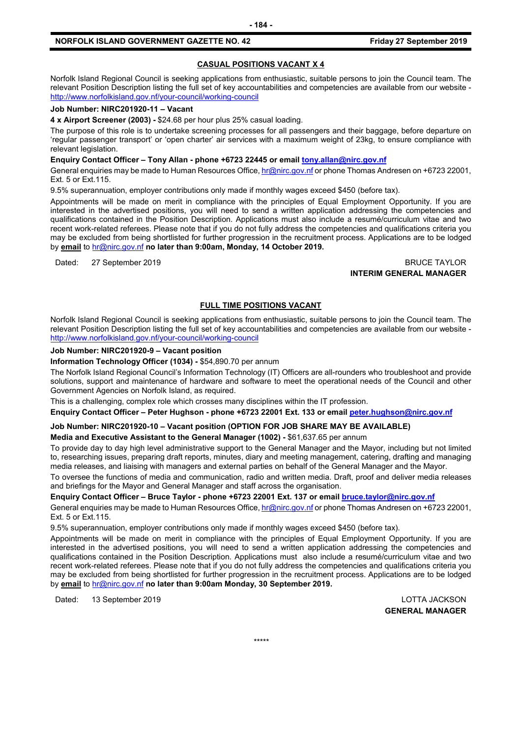## CASUAL POSITIONS VACANT X 4

Norfolk Island Regional Council is seeking applications from enthusiastic, suitable persons to join the Council team. The relevant Position Description listing the full set of key accountabilities and competencies are available from our website - http://www.norfolkisland.gov.nf/your-council/working-council

**Job Number: NIRC201920-11 – Vacant**

**4 x Airport Screener (2003) -** $24.68 per hour plus 25% casual loading.

The purpose of this role is to undertake screening processes for all passengers and their baggage, before departure on 'regular passenger transport' or 'open charter' air services with a maximum weight of 23kg, to ensure compliance with relevant legislation.

**Enquiry Contact Officer – Tony Allan - phone +6723 22445 or email tony.allan@nirc.gov.nf**

General enquiries may be made to Human Resources Office, hr@nirc.gov.nf or phone Thomas Andresen on +6723 22001, Ext. 5 or Ext.115.

9.5% superannuation, employer contributions only made if monthly wages exceed $450 (before tax).

Appointments will be made on merit in compliance with the principles of Equal Employment Opportunity. If you are interested in the advertised positions, you will need to send a written application addressing the competencies and qualifications contained in the Position Description. Applications must also include a resumé/curriculum vitae and two recent work-related referees. Please note that if you do not fully address the competencies and qualifications criteria you may be excluded from being shortlisted for further progression in the recruitment process. Applications are to be lodged by **email** to hr@nirc.gov.nf **no later than 9:00am, Monday, 14 October 2019.**

Dated: 27 September 2019

BRUCE TAYLOR
**INTERIM GENERAL MANAGER**

## FULL TIME POSITIONS VACANT

Norfolk Island Regional Council is seeking applications from enthusiastic, suitable persons to join the Council team. The relevant Position Description listing the full set of key accountabilities and competencies are available from our website - http://www.norfolkisland.gov.nf/your-council/working-council

**Job Number: NIRC201920-9 – Vacant position**

**Information Technology Officer (1034) -** $54,890.70 per annum

The Norfolk Island Regional Council's Information Technology (IT) Officers are all-rounders who troubleshoot and provide solutions, support and maintenance of hardware and software to meet the operational needs of the Council and other Government Agencies on Norfolk Island, as required.

This is a challenging, complex role which crosses many disciplines within the IT profession.

**Enquiry Contact Officer – Peter Hughson - phone +6723 22001 Ext. 133 or email peter.hughson@nirc.gov.nf**

**Job Number: NIRC201920-10 – Vacant position (OPTION FOR JOB SHARE MAY BE AVAILABLE)**

**Media and Executive Assistant to the General Manager (1002) -** $61,637.65 per annum

To provide day to day high level administrative support to the General Manager and the Mayor, including but not limited to, researching issues, preparing draft reports, minutes, diary and meeting management, catering, drafting and managing media releases, and liaising with managers and external parties on behalf of the General Manager and the Mayor.

To oversee the functions of media and communication, radio and written media. Draft, proof and deliver media releases and briefings for the Mayor and General Manager and staff across the organisation.

**Enquiry Contact Officer – Bruce Taylor - phone +6723 22001 Ext. 137 or email bruce.taylor@nirc.gov.nf**

General enquiries may be made to Human Resources Office, hr@nirc.gov.nf or phone Thomas Andresen on +6723 22001, Ext. 5 or Ext.115.

9.5% superannuation, employer contributions only made if monthly wages exceed $450 (before tax).

Appointments will be made on merit in compliance with the principles of Equal Employment Opportunity. If you are interested in the advertised positions, you will need to send a written application addressing the competencies and qualifications contained in the Position Description. Applications must also include a resumé/curriculum vitae and two recent work-related referees. Please note that if you do not fully address the competencies and qualifications criteria you may be excluded from being shortlisted for further progression in the recruitment process. Applications are to be lodged by **email** to hr@nirc.gov.nf **no later than 9:00am Monday, 30 September 2019.**

Dated: 13 September 2019

LOTTA JACKSON
**GENERAL MANAGER**

*****